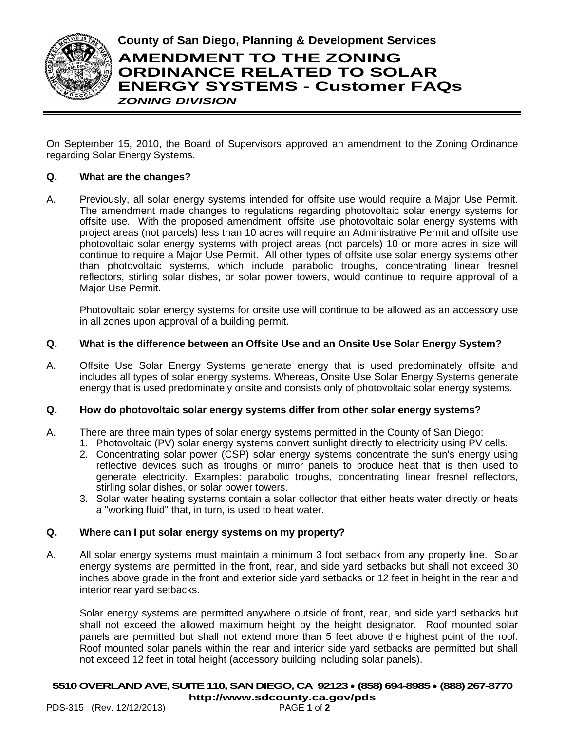# County of San Diego, Planning & Development Services

# AMENDMENT TO THE ZONING ORDINANCE RELATED TO SOLAR ENERGY SYSTEMS - Customer FAQs

***ZONING DIVISION***

On September 15, 2010, the Board of Supervisors approved an amendment to the Zoning Ordinance regarding Solar Energy Systems.

**Q. What are the changes?**

A. Previously, all solar energy systems intended for offsite use would require a Major Use Permit. The amendment made changes to regulations regarding photovoltaic solar energy systems for offsite use. With the proposed amendment, offsite use photovoltaic solar energy systems with project areas (not parcels) less than 10 acres will require an Administrative Permit and offsite use photovoltaic solar energy systems with project areas (not parcels) 10 or more acres in size will continue to require a Major Use Permit. All other types of offsite use solar energy systems other than photovoltaic systems, which include parabolic troughs, concentrating linear fresnel reflectors, stirling solar dishes, or solar power towers, would continue to require approval of a Major Use Permit.

Photovoltaic solar energy systems for onsite use will continue to be allowed as an accessory use in all zones upon approval of a building permit.

**Q. What is the difference between an Offsite Use and an Onsite Use Solar Energy System?**

A. Offsite Use Solar Energy Systems generate energy that is used predominately offsite and includes all types of solar energy systems. Whereas, Onsite Use Solar Energy Systems generate energy that is used predominately onsite and consists only of photovoltaic solar energy systems.

**Q. How do photovoltaic solar energy systems differ from other solar energy systems?**

A. There are three main types of solar energy systems permitted in the County of San Diego:

1. Photovoltaic (PV) solar energy systems convert sunlight directly to electricity using PV cells.
2. Concentrating solar power (CSP) solar energy systems concentrate the sun's energy using reflective devices such as troughs or mirror panels to produce heat that is then used to generate electricity. Examples: parabolic troughs, concentrating linear fresnel reflectors, stirling solar dishes, or solar power towers.
3. Solar water heating systems contain a solar collector that either heats water directly or heats a "working fluid" that, in turn, is used to heat water.

**Q. Where can I put solar energy systems on my property?**

A. All solar energy systems must maintain a minimum 3 foot setback from any property line. Solar energy systems are permitted in the front, rear, and side yard setbacks but shall not exceed 30 inches above grade in the front and exterior side yard setbacks or 12 feet in height in the rear and interior rear yard setbacks.

Solar energy systems are permitted anywhere outside of front, rear, and side yard setbacks but shall not exceed the allowed maximum height by the height designator. Roof mounted solar panels are permitted but shall not extend more than 5 feet above the highest point of the roof. Roof mounted solar panels within the rear and interior side yard setbacks are permitted but shall not exceed 12 feet in total height (accessory building including solar panels).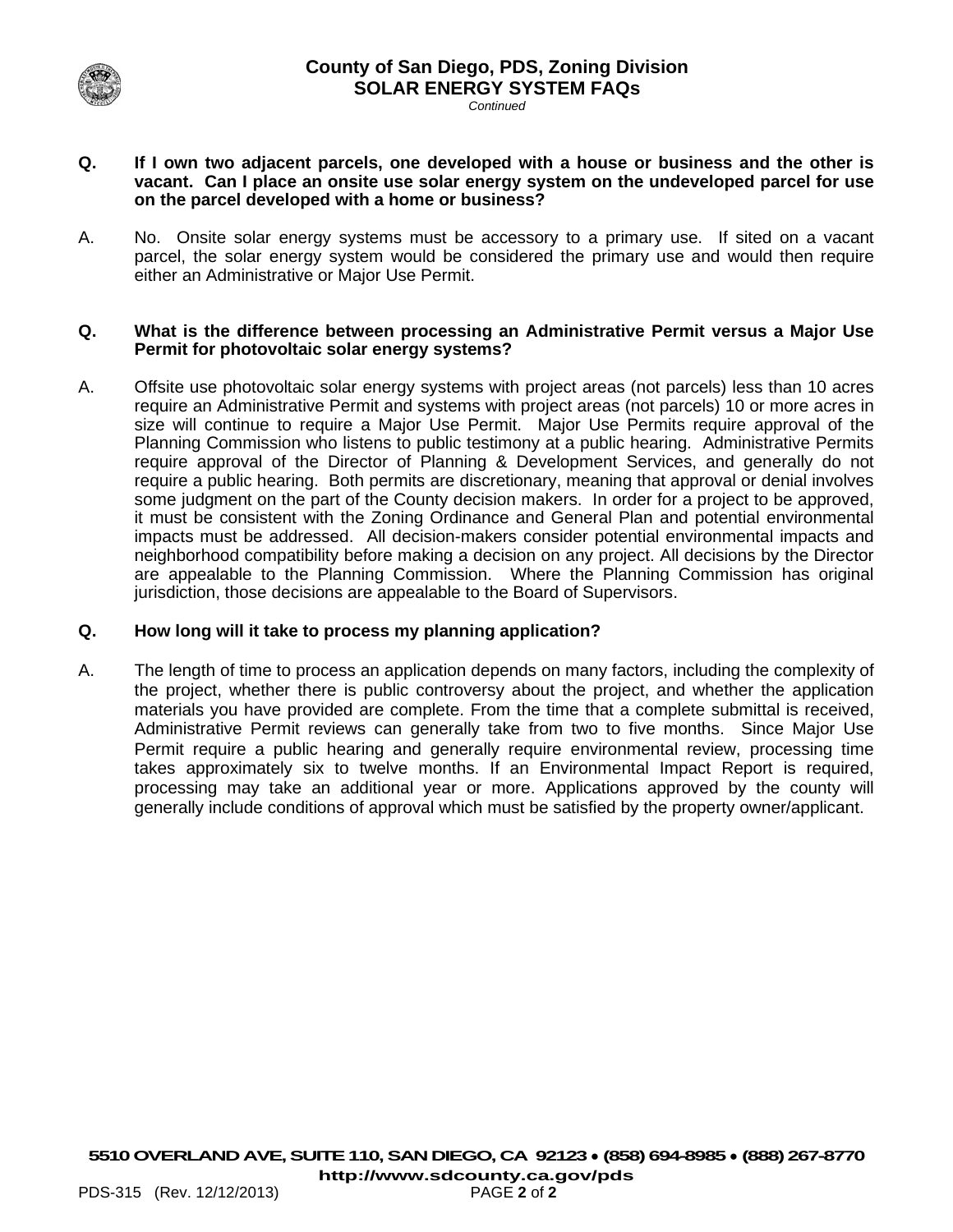**Q. If I own two adjacent parcels, one developed with a house or business and the other is vacant. Can I place an onsite use solar energy system on the undeveloped parcel for use on the parcel developed with a home or business?**

A. No. Onsite solar energy systems must be accessory to a primary use. If sited on a vacant parcel, the solar energy system would be considered the primary use and would then require either an Administrative or Major Use Permit.

**Q. What is the difference between processing an Administrative Permit versus a Major Use Permit for photovoltaic solar energy systems?**

A. Offsite use photovoltaic solar energy systems with project areas (not parcels) less than 10 acres require an Administrative Permit and systems with project areas (not parcels) 10 or more acres in size will continue to require a Major Use Permit. Major Use Permits require approval of the Planning Commission who listens to public testimony at a public hearing. Administrative Permits require approval of the Director of Planning & Development Services, and generally do not require a public hearing. Both permits are discretionary, meaning that approval or denial involves some judgment on the part of the County decision makers. In order for a project to be approved, it must be consistent with the Zoning Ordinance and General Plan and potential environmental impacts must be addressed. All decision-makers consider potential environmental impacts and neighborhood compatibility before making a decision on any project. All decisions by the Director are appealable to the Planning Commission. Where the Planning Commission has original jurisdiction, those decisions are appealable to the Board of Supervisors.

**Q. How long will it take to process my planning application?**

A. The length of time to process an application depends on many factors, including the complexity of the project, whether there is public controversy about the project, and whether the application materials you have provided are complete. From the time that a complete submittal is received, Administrative Permit reviews can generally take from two to five months. Since Major Use Permit require a public hearing and generally require environmental review, processing time takes approximately six to twelve months. If an Environmental Impact Report is required, processing may take an additional year or more. Applications approved by the county will generally include conditions of approval which must be satisfied by the property owner/applicant.